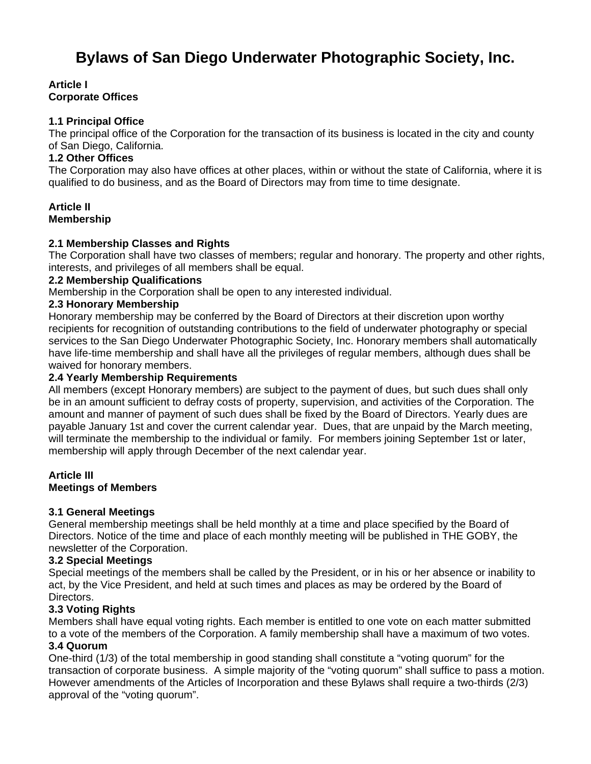# Bylaws of San Diego Underwater Photographic Society, Inc.

## Article I
## Corporate Offices

### 1.1 Principal Office

The principal office of the Corporation for the transaction of its business is located in the city and county of San Diego, California.

### 1.2 Other Offices

The Corporation may also have offices at other places, within or without the state of California, where it is qualified to do business, and as the Board of Directors may from time to time designate.

## Article II
## Membership

### 2.1 Membership Classes and Rights

The Corporation shall have two classes of members; regular and honorary. The property and other rights, interests, and privileges of all members shall be equal.

### 2.2 Membership Qualifications

Membership in the Corporation shall be open to any interested individual.

### 2.3 Honorary Membership

Honorary membership may be conferred by the Board of Directors at their discretion upon worthy recipients for recognition of outstanding contributions to the field of underwater photography or special services to the San Diego Underwater Photographic Society, Inc. Honorary members shall automatically have life-time membership and shall have all the privileges of regular members, although dues shall be waived for honorary members.

### 2.4 Yearly Membership Requirements

All members (except Honorary members) are subject to the payment of dues, but such dues shall only be in an amount sufficient to defray costs of property, supervision, and activities of the Corporation. The amount and manner of payment of such dues shall be fixed by the Board of Directors. Yearly dues are payable January 1st and cover the current calendar year. Dues, that are unpaid by the March meeting, will terminate the membership to the individual or family. For members joining September 1st or later, membership will apply through December of the next calendar year.

## Article III
## Meetings of Members

### 3.1 General Meetings

General membership meetings shall be held monthly at a time and place specified by the Board of Directors. Notice of the time and place of each monthly meeting will be published in THE GOBY, the newsletter of the Corporation.

### 3.2 Special Meetings

Special meetings of the members shall be called by the President, or in his or her absence or inability to act, by the Vice President, and held at such times and places as may be ordered by the Board of Directors.

### 3.3 Voting Rights

Members shall have equal voting rights. Each member is entitled to one vote on each matter submitted to a vote of the members of the Corporation. A family membership shall have a maximum of two votes.

### 3.4 Quorum

One-third (1/3) of the total membership in good standing shall constitute a "voting quorum" for the transaction of corporate business. A simple majority of the "voting quorum" shall suffice to pass a motion. However amendments of the Articles of Incorporation and these Bylaws shall require a two-thirds (2/3) approval of the "voting quorum".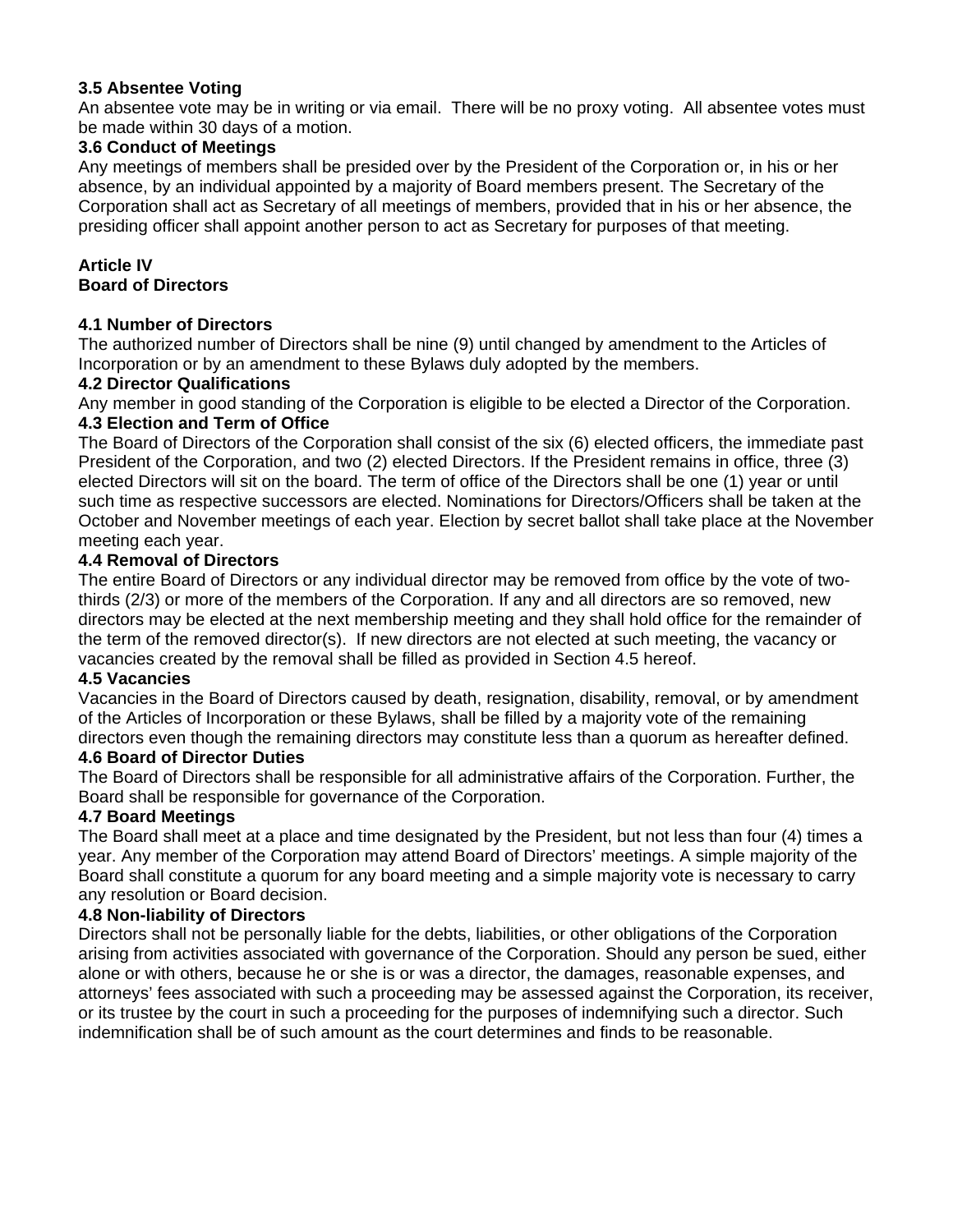### 3.5 Absentee Voting

An absentee vote may be in writing or via email. There will be no proxy voting. All absentee votes must be made within 30 days of a motion.

### 3.6 Conduct of Meetings

Any meetings of members shall be presided over by the President of the Corporation or, in his or her absence, by an individual appointed by a majority of Board members present. The Secretary of the Corporation shall act as Secretary of all meetings of members, provided that in his or her absence, the presiding officer shall appoint another person to act as Secretary for purposes of that meeting.

## Article IV
## Board of Directors

### 4.1 Number of Directors

The authorized number of Directors shall be nine (9) until changed by amendment to the Articles of Incorporation or by an amendment to these Bylaws duly adopted by the members.

### 4.2 Director Qualifications

Any member in good standing of the Corporation is eligible to be elected a Director of the Corporation.

### 4.3 Election and Term of Office

The Board of Directors of the Corporation shall consist of the six (6) elected officers, the immediate past President of the Corporation, and two (2) elected Directors. If the President remains in office, three (3) elected Directors will sit on the board. The term of office of the Directors shall be one (1) year or until such time as respective successors are elected. Nominations for Directors/Officers shall be taken at the October and November meetings of each year. Election by secret ballot shall take place at the November meeting each year.

### 4.4 Removal of Directors

The entire Board of Directors or any individual director may be removed from office by the vote of two-thirds (2/3) or more of the members of the Corporation. If any and all directors are so removed, new directors may be elected at the next membership meeting and they shall hold office for the remainder of the term of the removed director(s). If new directors are not elected at such meeting, the vacancy or vacancies created by the removal shall be filled as provided in Section 4.5 hereof.

### 4.5 Vacancies

Vacancies in the Board of Directors caused by death, resignation, disability, removal, or by amendment of the Articles of Incorporation or these Bylaws, shall be filled by a majority vote of the remaining directors even though the remaining directors may constitute less than a quorum as hereafter defined.

### 4.6 Board of Director Duties

The Board of Directors shall be responsible for all administrative affairs of the Corporation. Further, the Board shall be responsible for governance of the Corporation.

### 4.7 Board Meetings

The Board shall meet at a place and time designated by the President, but not less than four (4) times a year. Any member of the Corporation may attend Board of Directors' meetings. A simple majority of the Board shall constitute a quorum for any board meeting and a simple majority vote is necessary to carry any resolution or Board decision.

### 4.8 Non-liability of Directors

Directors shall not be personally liable for the debts, liabilities, or other obligations of the Corporation arising from activities associated with governance of the Corporation. Should any person be sued, either alone or with others, because he or she is or was a director, the damages, reasonable expenses, and attorneys' fees associated with such a proceeding may be assessed against the Corporation, its receiver, or its trustee by the court in such a proceeding for the purposes of indemnifying such a director. Such indemnification shall be of such amount as the court determines and finds to be reasonable.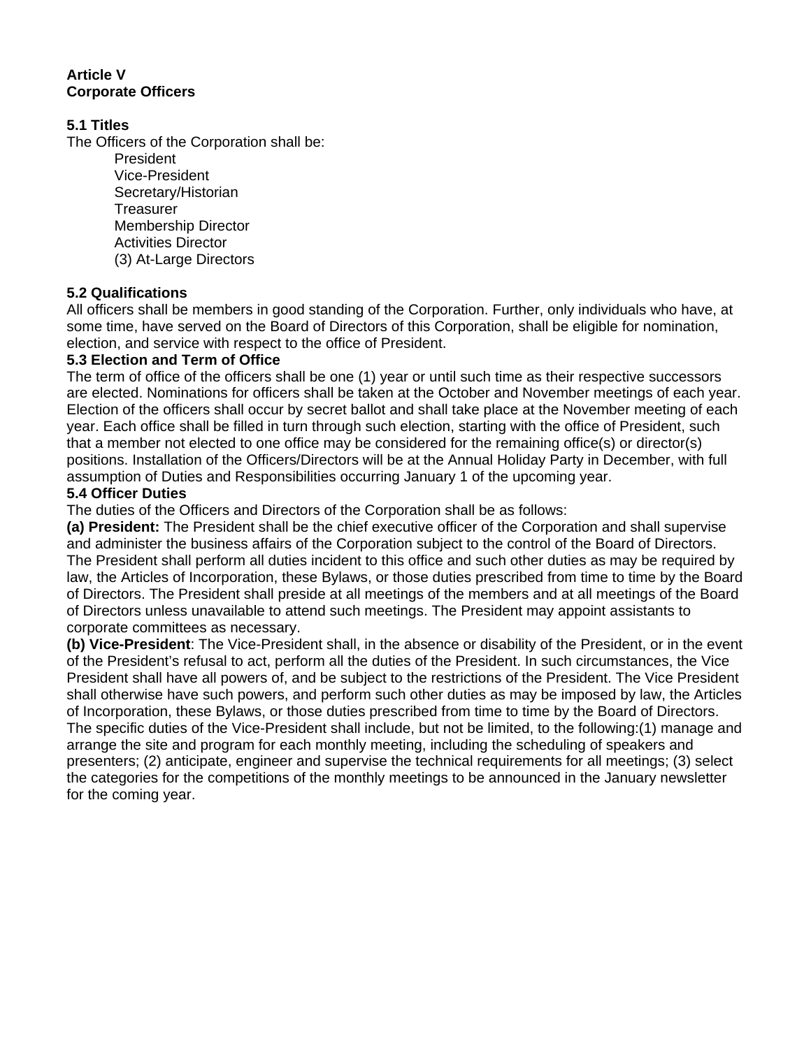**Article V**
**Corporate Officers**

**5.1 Titles**

The Officers of the Corporation shall be:

- President
- Vice-President
- Secretary/Historian
- Treasurer
- Membership Director
- Activities Director
- (3) At-Large Directors

**5.2 Qualifications**

All officers shall be members in good standing of the Corporation. Further, only individuals who have, at some time, have served on the Board of Directors of this Corporation, shall be eligible for nomination, election, and service with respect to the office of President.

**5.3 Election and Term of Office**

The term of office of the officers shall be one (1) year or until such time as their respective successors are elected. Nominations for officers shall be taken at the October and November meetings of each year. Election of the officers shall occur by secret ballot and shall take place at the November meeting of each year. Each office shall be filled in turn through such election, starting with the office of President, such that a member not elected to one office may be considered for the remaining office(s) or director(s) positions. Installation of the Officers/Directors will be at the Annual Holiday Party in December, with full assumption of Duties and Responsibilities occurring January 1 of the upcoming year.

**5.4 Officer Duties**

The duties of the Officers and Directors of the Corporation shall be as follows:

**(a) President:** The President shall be the chief executive officer of the Corporation and shall supervise and administer the business affairs of the Corporation subject to the control of the Board of Directors. The President shall perform all duties incident to this office and such other duties as may be required by law, the Articles of Incorporation, these Bylaws, or those duties prescribed from time to time by the Board of Directors. The President shall preside at all meetings of the members and at all meetings of the Board of Directors unless unavailable to attend such meetings. The President may appoint assistants to corporate committees as necessary.

**(b) Vice-President**: The Vice-President shall, in the absence or disability of the President, or in the event of the President's refusal to act, perform all the duties of the President. In such circumstances, the Vice President shall have all powers of, and be subject to the restrictions of the President. The Vice President shall otherwise have such powers, and perform such other duties as may be imposed by law, the Articles of Incorporation, these Bylaws, or those duties prescribed from time to time by the Board of Directors. The specific duties of the Vice-President shall include, but not be limited, to the following:(1) manage and arrange the site and program for each monthly meeting, including the scheduling of speakers and presenters; (2) anticipate, engineer and supervise the technical requirements for all meetings; (3) select the categories for the competitions of the monthly meetings to be announced in the January newsletter for the coming year.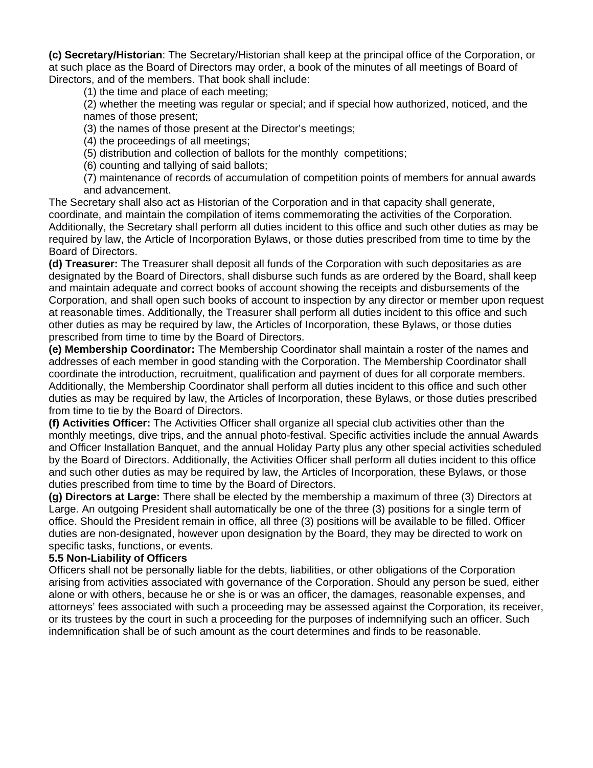**(c) Secretary/Historian**: The Secretary/Historian shall keep at the principal office of the Corporation, or at such place as the Board of Directors may order, a book of the minutes of all meetings of Board of Directors, and of the members. That book shall include:

(1) the time and place of each meeting;
(2) whether the meeting was regular or special; and if special how authorized, noticed, and the names of those present;
(3) the names of those present at the Director's meetings;
(4) the proceedings of all meetings;
(5) distribution and collection of ballots for the monthly competitions;
(6) counting and tallying of said ballots;
(7) maintenance of records of accumulation of competition points of members for annual awards and advancement.

The Secretary shall also act as Historian of the Corporation and in that capacity shall generate, coordinate, and maintain the compilation of items commemorating the activities of the Corporation. Additionally, the Secretary shall perform all duties incident to this office and such other duties as may be required by law, the Article of Incorporation Bylaws, or those duties prescribed from time to time by the Board of Directors.

**(d) Treasurer:** The Treasurer shall deposit all funds of the Corporation with such depositaries as are designated by the Board of Directors, shall disburse such funds as are ordered by the Board, shall keep and maintain adequate and correct books of account showing the receipts and disbursements of the Corporation, and shall open such books of account to inspection by any director or member upon request at reasonable times. Additionally, the Treasurer shall perform all duties incident to this office and such other duties as may be required by law, the Articles of Incorporation, these Bylaws, or those duties prescribed from time to time by the Board of Directors.

**(e) Membership Coordinator:** The Membership Coordinator shall maintain a roster of the names and addresses of each member in good standing with the Corporation. The Membership Coordinator shall coordinate the introduction, recruitment, qualification and payment of dues for all corporate members. Additionally, the Membership Coordinator shall perform all duties incident to this office and such other duties as may be required by law, the Articles of Incorporation, these Bylaws, or those duties prescribed from time to tie by the Board of Directors.

**(f) Activities Officer:** The Activities Officer shall organize all special club activities other than the monthly meetings, dive trips, and the annual photo-festival. Specific activities include the annual Awards and Officer Installation Banquet, and the annual Holiday Party plus any other special activities scheduled by the Board of Directors. Additionally, the Activities Officer shall perform all duties incident to this office and such other duties as may be required by law, the Articles of Incorporation, these Bylaws, or those duties prescribed from time to time by the Board of Directors.

**(g) Directors at Large:** There shall be elected by the membership a maximum of three (3) Directors at Large. An outgoing President shall automatically be one of the three (3) positions for a single term of office. Should the President remain in office, all three (3) positions will be available to be filled. Officer duties are non-designated, however upon designation by the Board, they may be directed to work on specific tasks, functions, or events.

**5.5 Non-Liability of Officers**

Officers shall not be personally liable for the debts, liabilities, or other obligations of the Corporation arising from activities associated with governance of the Corporation. Should any person be sued, either alone or with others, because he or she is or was an officer, the damages, reasonable expenses, and attorneys' fees associated with such a proceeding may be assessed against the Corporation, its receiver, or its trustees by the court in such a proceeding for the purposes of indemnifying such an officer. Such indemnification shall be of such amount as the court determines and finds to be reasonable.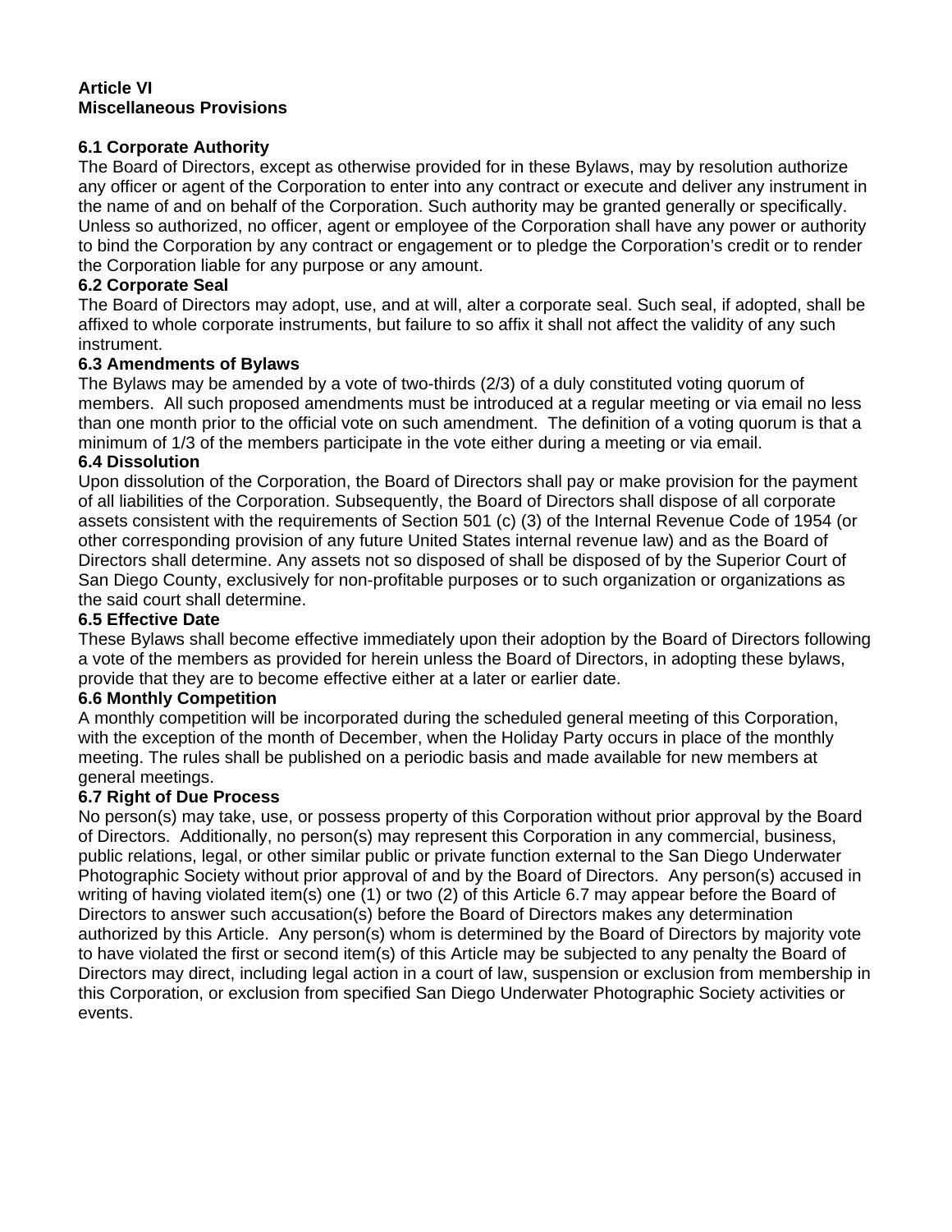**Article VI**
**Miscellaneous Provisions**

**6.1 Corporate Authority**
The Board of Directors, except as otherwise provided for in these Bylaws, may by resolution authorize any officer or agent of the Corporation to enter into any contract or execute and deliver any instrument in the name of and on behalf of the Corporation. Such authority may be granted generally or specifically. Unless so authorized, no officer, agent or employee of the Corporation shall have any power or authority to bind the Corporation by any contract or engagement or to pledge the Corporation's credit or to render the Corporation liable for any purpose or any amount.

**6.2 Corporate Seal**
The Board of Directors may adopt, use, and at will, alter a corporate seal. Such seal, if adopted, shall be affixed to whole corporate instruments, but failure to so affix it shall not affect the validity of any such instrument.

**6.3 Amendments of Bylaws**
The Bylaws may be amended by a vote of two-thirds (2/3) of a duly constituted voting quorum of members. All such proposed amendments must be introduced at a regular meeting or via email no less than one month prior to the official vote on such amendment. The definition of a voting quorum is that a minimum of 1/3 of the members participate in the vote either during a meeting or via email.

**6.4 Dissolution**
Upon dissolution of the Corporation, the Board of Directors shall pay or make provision for the payment of all liabilities of the Corporation. Subsequently, the Board of Directors shall dispose of all corporate assets consistent with the requirements of Section 501 (c) (3) of the Internal Revenue Code of 1954 (or other corresponding provision of any future United States internal revenue law) and as the Board of Directors shall determine. Any assets not so disposed of shall be disposed of by the Superior Court of San Diego County, exclusively for non-profitable purposes or to such organization or organizations as the said court shall determine.

**6.5 Effective Date**
These Bylaws shall become effective immediately upon their adoption by the Board of Directors following a vote of the members as provided for herein unless the Board of Directors, in adopting these bylaws, provide that they are to become effective either at a later or earlier date.

**6.6 Monthly Competition**
A monthly competition will be incorporated during the scheduled general meeting of this Corporation, with the exception of the month of December, when the Holiday Party occurs in place of the monthly meeting. The rules shall be published on a periodic basis and made available for new members at general meetings.

**6.7 Right of Due Process**
No person(s) may take, use, or possess property of this Corporation without prior approval by the Board of Directors. Additionally, no person(s) may represent this Corporation in any commercial, business, public relations, legal, or other similar public or private function external to the San Diego Underwater Photographic Society without prior approval of and by the Board of Directors. Any person(s) accused in writing of having violated item(s) one (1) or two (2) of this Article 6.7 may appear before the Board of Directors to answer such accusation(s) before the Board of Directors makes any determination authorized by this Article. Any person(s) whom is determined by the Board of Directors by majority vote to have violated the first or second item(s) of this Article may be subjected to any penalty the Board of Directors may direct, including legal action in a court of law, suspension or exclusion from membership in this Corporation, or exclusion from specified San Diego Underwater Photographic Society activities or events.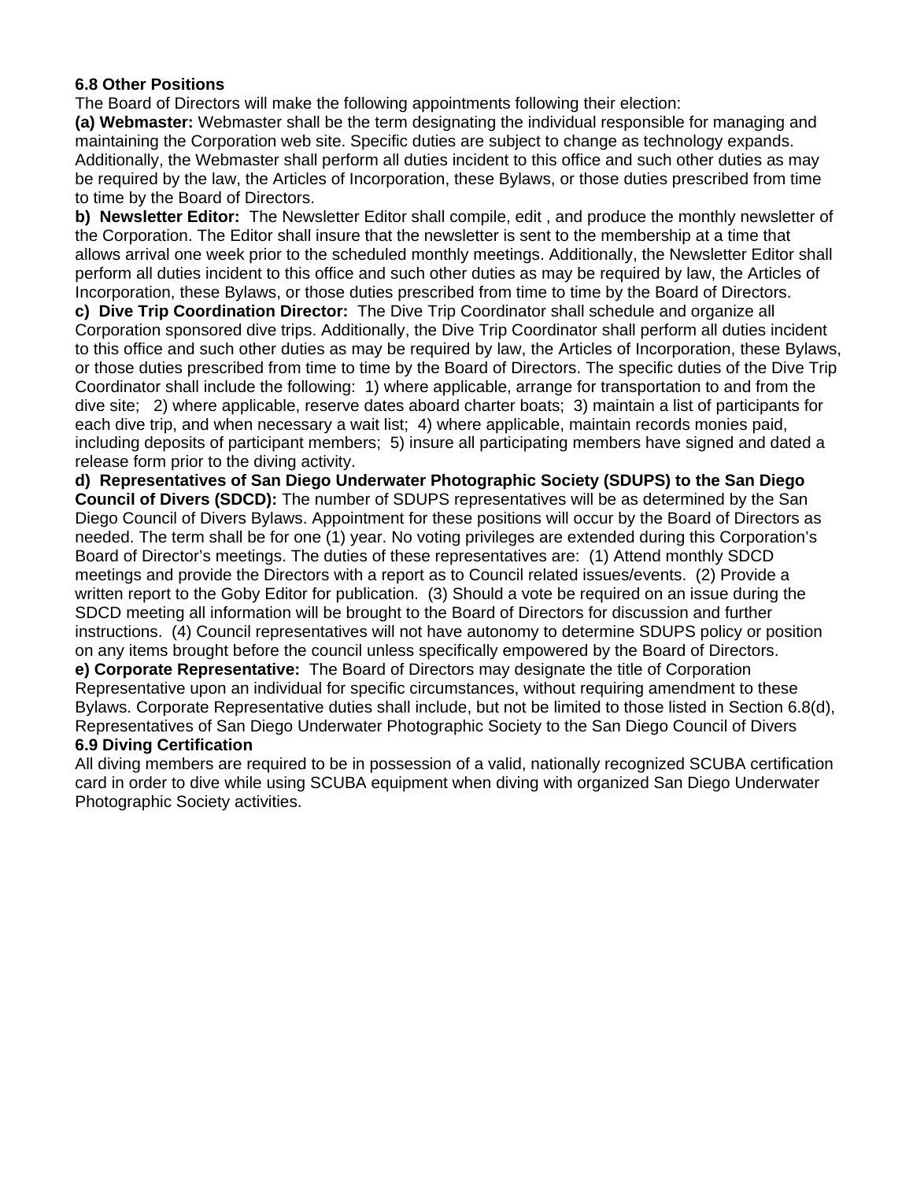### 6.8 Other Positions

The Board of Directors will make the following appointments following their election:

**(a) Webmaster:** Webmaster shall be the term designating the individual responsible for managing and maintaining the Corporation web site. Specific duties are subject to change as technology expands. Additionally, the Webmaster shall perform all duties incident to this office and such other duties as may be required by the law, the Articles of Incorporation, these Bylaws, or those duties prescribed from time to time by the Board of Directors.

**b) Newsletter Editor:** The Newsletter Editor shall compile, edit , and produce the monthly newsletter of the Corporation. The Editor shall insure that the newsletter is sent to the membership at a time that allows arrival one week prior to the scheduled monthly meetings. Additionally, the Newsletter Editor shall perform all duties incident to this office and such other duties as may be required by law, the Articles of Incorporation, these Bylaws, or those duties prescribed from time to time by the Board of Directors.

**c) Dive Trip Coordination Director:** The Dive Trip Coordinator shall schedule and organize all Corporation sponsored dive trips. Additionally, the Dive Trip Coordinator shall perform all duties incident to this office and such other duties as may be required by law, the Articles of Incorporation, these Bylaws, or those duties prescribed from time to time by the Board of Directors. The specific duties of the Dive Trip Coordinator shall include the following: 1) where applicable, arrange for transportation to and from the dive site; 2) where applicable, reserve dates aboard charter boats; 3) maintain a list of participants for each dive trip, and when necessary a wait list; 4) where applicable, maintain records monies paid, including deposits of participant members; 5) insure all participating members have signed and dated a release form prior to the diving activity.

**d) Representatives of San Diego Underwater Photographic Society (SDUPS) to the San Diego Council of Divers (SDCD):** The number of SDUPS representatives will be as determined by the San Diego Council of Divers Bylaws. Appointment for these positions will occur by the Board of Directors as needed. The term shall be for one (1) year. No voting privileges are extended during this Corporation's Board of Director's meetings. The duties of these representatives are: (1) Attend monthly SDCD meetings and provide the Directors with a report as to Council related issues/events. (2) Provide a written report to the Goby Editor for publication. (3) Should a vote be required on an issue during the SDCD meeting all information will be brought to the Board of Directors for discussion and further instructions. (4) Council representatives will not have autonomy to determine SDUPS policy or position on any items brought before the council unless specifically empowered by the Board of Directors.

**e) Corporate Representative:** The Board of Directors may designate the title of Corporation Representative upon an individual for specific circumstances, without requiring amendment to these Bylaws. Corporate Representative duties shall include, but not be limited to those listed in Section 6.8(d), Representatives of San Diego Underwater Photographic Society to the San Diego Council of Divers

### 6.9 Diving Certification

All diving members are required to be in possession of a valid, nationally recognized SCUBA certification card in order to dive while using SCUBA equipment when diving with organized San Diego Underwater Photographic Society activities.